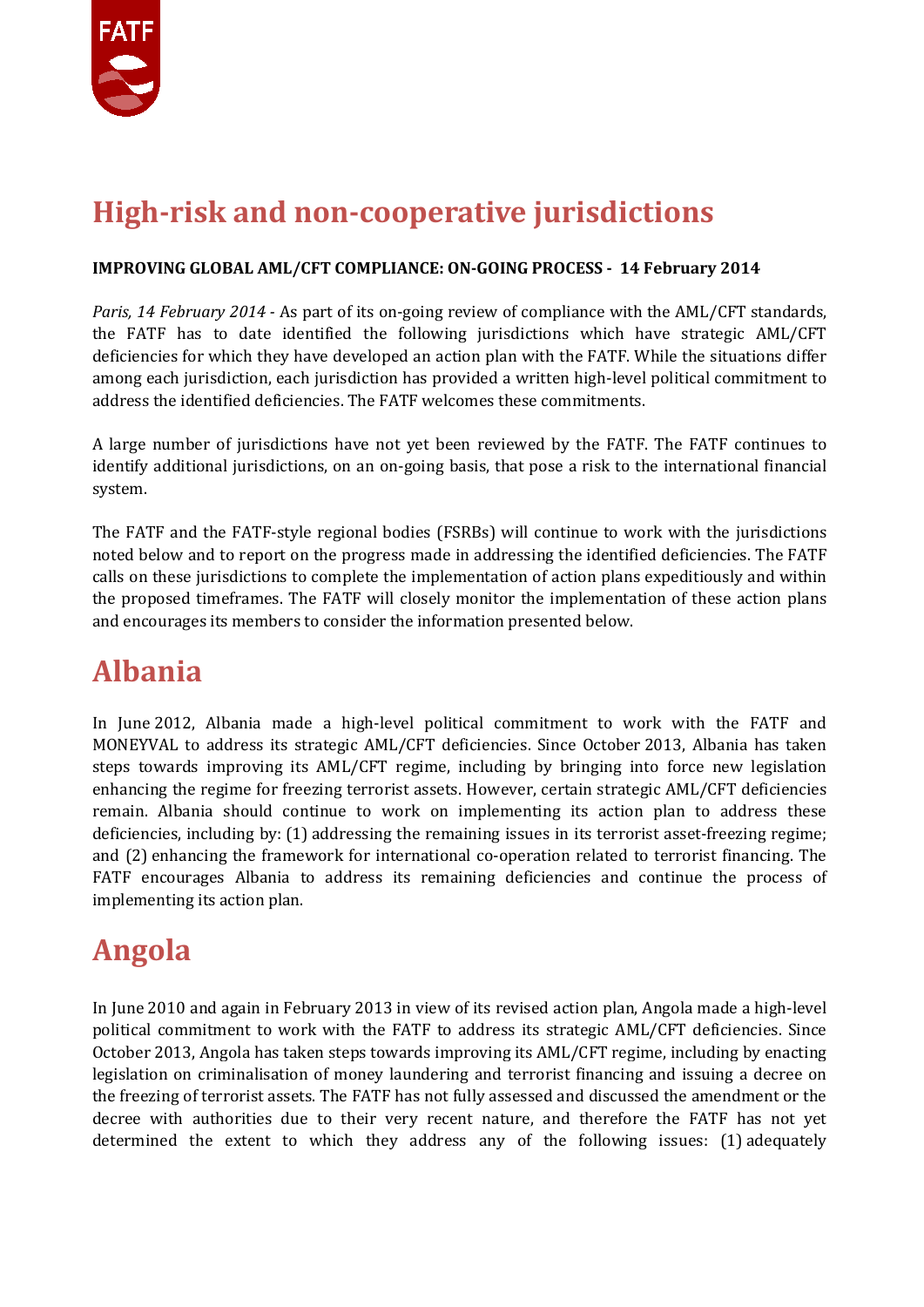# High-risk and non-cooperative jurisdictions

**IMPROVING GLOBAL AML/CFT COMPLIANCE: ON-GOING PROCESS - 14 February 2014**

*Paris, 14 February 2014 -* As part of its on-going review of compliance with the AML/CFT standards, the FATF has to date identified the following jurisdictions which have strategic AML/CFT deficiencies for which they have developed an action plan with the FATF. While the situations differ among each jurisdiction, each jurisdiction has provided a written high-level political commitment to address the identified deficiencies. The FATF welcomes these commitments.

A large number of jurisdictions have not yet been reviewed by the FATF. The FATF continues to identify additional jurisdictions, on an on-going basis, that pose a risk to the international financial system.

The FATF and the FATF-style regional bodies (FSRBs) will continue to work with the jurisdictions noted below and to report on the progress made in addressing the identified deficiencies. The FATF calls on these jurisdictions to complete the implementation of action plans expeditiously and within the proposed timeframes. The FATF will closely monitor the implementation of these action plans and encourages its members to consider the information presented below.

## Albania

In June 2012, Albania made a high-level political commitment to work with the FATF and MONEYVAL to address its strategic AML/CFT deficiencies. Since October 2013, Albania has taken steps towards improving its AML/CFT regime, including by bringing into force new legislation enhancing the regime for freezing terrorist assets. However, certain strategic AML/CFT deficiencies remain. Albania should continue to work on implementing its action plan to address these deficiencies, including by: (1) addressing the remaining issues in its terrorist asset-freezing regime; and (2) enhancing the framework for international co-operation related to terrorist financing. The FATF encourages Albania to address its remaining deficiencies and continue the process of implementing its action plan.

## Angola

In June 2010 and again in February 2013 in view of its revised action plan, Angola made a high-level political commitment to work with the FATF to address its strategic AML/CFT deficiencies. Since October 2013, Angola has taken steps towards improving its AML/CFT regime, including by enacting legislation on criminalisation of money laundering and terrorist financing and issuing a decree on the freezing of terrorist assets. The FATF has not fully assessed and discussed the amendment or the decree with authorities due to their very recent nature, and therefore the FATF has not yet determined the extent to which they address any of the following issues: (1) adequately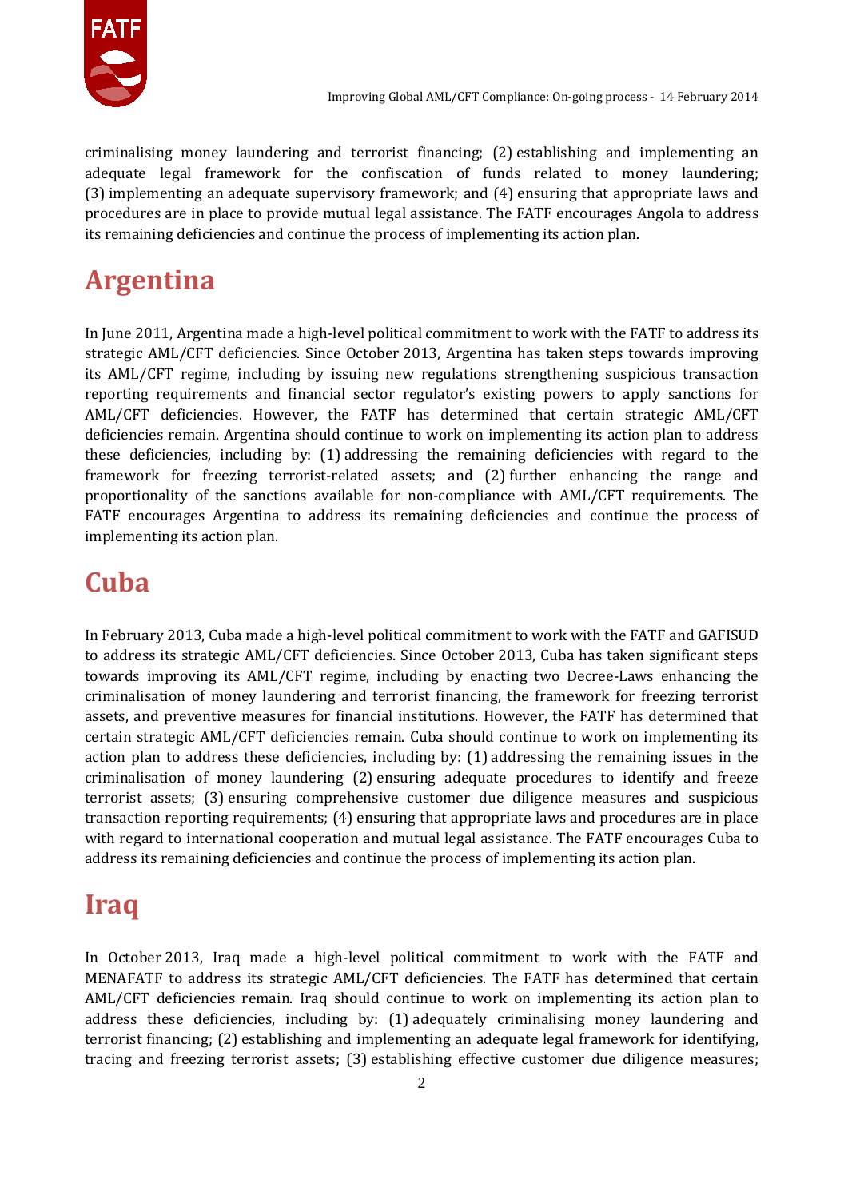criminalising money laundering and terrorist financing; (2) establishing and implementing an adequate legal framework for the confiscation of funds related to money laundering; (3) implementing an adequate supervisory framework; and (4) ensuring that appropriate laws and procedures are in place to provide mutual legal assistance. The FATF encourages Angola to address its remaining deficiencies and continue the process of implementing its action plan.

# Argentina

In June 2011, Argentina made a high-level political commitment to work with the FATF to address its strategic AML/CFT deficiencies. Since October 2013, Argentina has taken steps towards improving its AML/CFT regime, including by issuing new regulations strengthening suspicious transaction reporting requirements and financial sector regulator's existing powers to apply sanctions for AML/CFT deficiencies. However, the FATF has determined that certain strategic AML/CFT deficiencies remain. Argentina should continue to work on implementing its action plan to address these deficiencies, including by: (1) addressing the remaining deficiencies with regard to the framework for freezing terrorist-related assets; and (2) further enhancing the range and proportionality of the sanctions available for non-compliance with AML/CFT requirements. The FATF encourages Argentina to address its remaining deficiencies and continue the process of implementing its action plan.

# Cuba

In February 2013, Cuba made a high-level political commitment to work with the FATF and GAFISUD to address its strategic AML/CFT deficiencies. Since October 2013, Cuba has taken significant steps towards improving its AML/CFT regime, including by enacting two Decree-Laws enhancing the criminalisation of money laundering and terrorist financing, the framework for freezing terrorist assets, and preventive measures for financial institutions. However, the FATF has determined that certain strategic AML/CFT deficiencies remain. Cuba should continue to work on implementing its action plan to address these deficiencies, including by: (1) addressing the remaining issues in the criminalisation of money laundering (2) ensuring adequate procedures to identify and freeze terrorist assets; (3) ensuring comprehensive customer due diligence measures and suspicious transaction reporting requirements; (4) ensuring that appropriate laws and procedures are in place with regard to international cooperation and mutual legal assistance. The FATF encourages Cuba to address its remaining deficiencies and continue the process of implementing its action plan.

# Iraq

In October 2013, Iraq made a high-level political commitment to work with the FATF and MENAFATF to address its strategic AML/CFT deficiencies. The FATF has determined that certain AML/CFT deficiencies remain. Iraq should continue to work on implementing its action plan to address these deficiencies, including by: (1) adequately criminalising money laundering and terrorist financing; (2) establishing and implementing an adequate legal framework for identifying, tracing and freezing terrorist assets; (3) establishing effective customer due diligence measures;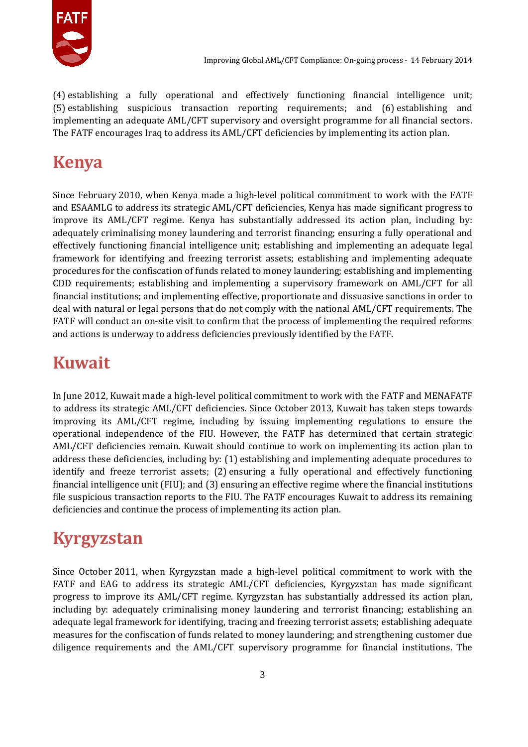(4) establishing a fully operational and effectively functioning financial intelligence unit; (5) establishing suspicious transaction reporting requirements; and (6) establishing and implementing an adequate AML/CFT supervisory and oversight programme for all financial sectors. The FATF encourages Iraq to address its AML/CFT deficiencies by implementing its action plan.

## Kenya

Since February 2010, when Kenya made a high-level political commitment to work with the FATF and ESAAMLG to address its strategic AML/CFT deficiencies, Kenya has made significant progress to improve its AML/CFT regime. Kenya has substantially addressed its action plan, including by: adequately criminalising money laundering and terrorist financing; ensuring a fully operational and effectively functioning financial intelligence unit; establishing and implementing an adequate legal framework for identifying and freezing terrorist assets; establishing and implementing adequate procedures for the confiscation of funds related to money laundering; establishing and implementing CDD requirements; establishing and implementing a supervisory framework on AML/CFT for all financial institutions; and implementing effective, proportionate and dissuasive sanctions in order to deal with natural or legal persons that do not comply with the national AML/CFT requirements. The FATF will conduct an on-site visit to confirm that the process of implementing the required reforms and actions is underway to address deficiencies previously identified by the FATF.

## Kuwait

In June 2012, Kuwait made a high-level political commitment to work with the FATF and MENAFATF to address its strategic AML/CFT deficiencies. Since October 2013, Kuwait has taken steps towards improving its AML/CFT regime, including by issuing implementing regulations to ensure the operational independence of the FIU. However, the FATF has determined that certain strategic AML/CFT deficiencies remain. Kuwait should continue to work on implementing its action plan to address these deficiencies, including by: (1) establishing and implementing adequate procedures to identify and freeze terrorist assets; (2) ensuring a fully operational and effectively functioning financial intelligence unit (FIU); and (3) ensuring an effective regime where the financial institutions file suspicious transaction reports to the FIU. The FATF encourages Kuwait to address its remaining deficiencies and continue the process of implementing its action plan.

## Kyrgyzstan

Since October 2011, when Kyrgyzstan made a high-level political commitment to work with the FATF and EAG to address its strategic AML/CFT deficiencies, Kyrgyzstan has made significant progress to improve its AML/CFT regime. Kyrgyzstan has substantially addressed its action plan, including by: adequately criminalising money laundering and terrorist financing; establishing an adequate legal framework for identifying, tracing and freezing terrorist assets; establishing adequate measures for the confiscation of funds related to money laundering; and strengthening customer due diligence requirements and the AML/CFT supervisory programme for financial institutions. The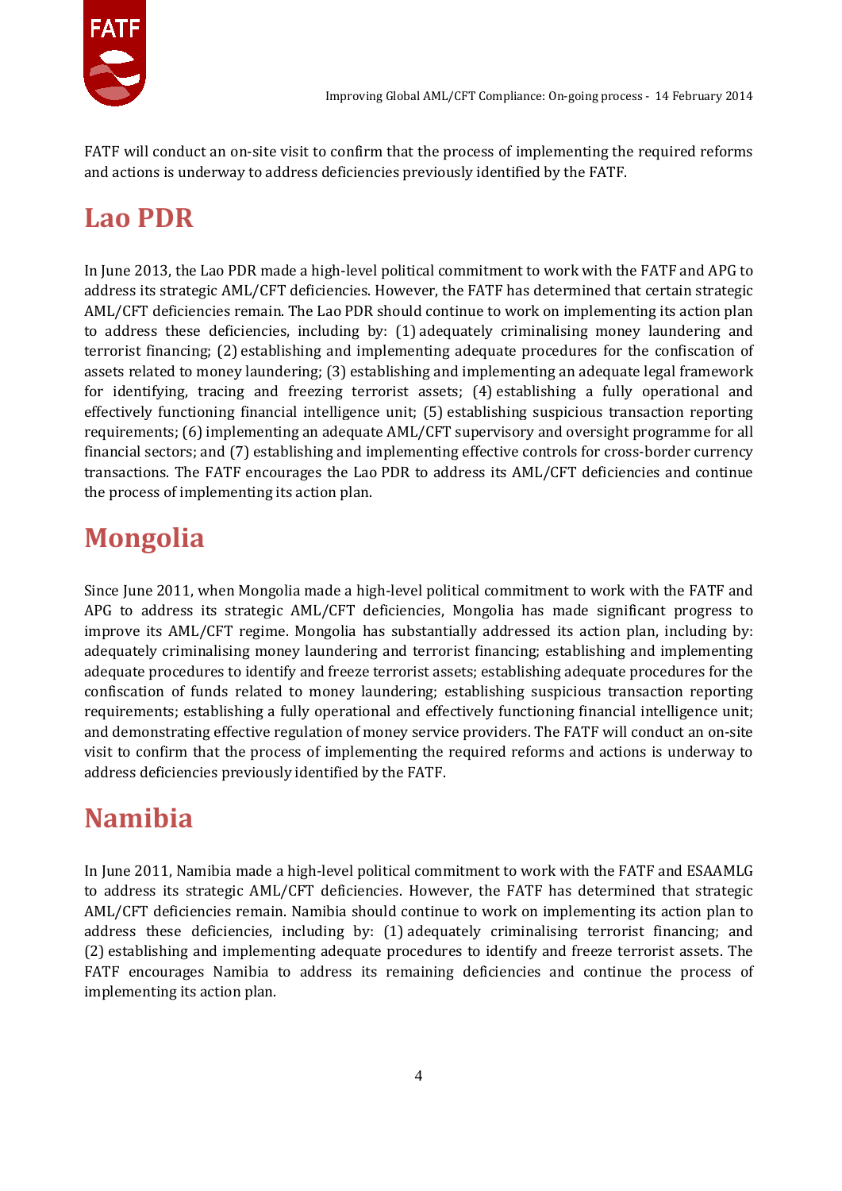FATF will conduct an on-site visit to confirm that the process of implementing the required reforms and actions is underway to address deficiencies previously identified by the FATF.

## Lao PDR

In June 2013, the Lao PDR made a high-level political commitment to work with the FATF and APG to address its strategic AML/CFT deficiencies. However, the FATF has determined that certain strategic AML/CFT deficiencies remain. The Lao PDR should continue to work on implementing its action plan to address these deficiencies, including by: (1) adequately criminalising money laundering and terrorist financing; (2) establishing and implementing adequate procedures for the confiscation of assets related to money laundering; (3) establishing and implementing an adequate legal framework for identifying, tracing and freezing terrorist assets; (4) establishing a fully operational and effectively functioning financial intelligence unit; (5) establishing suspicious transaction reporting requirements; (6) implementing an adequate AML/CFT supervisory and oversight programme for all financial sectors; and (7) establishing and implementing effective controls for cross-border currency transactions. The FATF encourages the Lao PDR to address its AML/CFT deficiencies and continue the process of implementing its action plan.

## Mongolia

Since June 2011, when Mongolia made a high-level political commitment to work with the FATF and APG to address its strategic AML/CFT deficiencies, Mongolia has made significant progress to improve its AML/CFT regime. Mongolia has substantially addressed its action plan, including by: adequately criminalising money laundering and terrorist financing; establishing and implementing adequate procedures to identify and freeze terrorist assets; establishing adequate procedures for the confiscation of funds related to money laundering; establishing suspicious transaction reporting requirements; establishing a fully operational and effectively functioning financial intelligence unit; and demonstrating effective regulation of money service providers. The FATF will conduct an on-site visit to confirm that the process of implementing the required reforms and actions is underway to address deficiencies previously identified by the FATF.

## Namibia

In June 2011, Namibia made a high-level political commitment to work with the FATF and ESAAMLG to address its strategic AML/CFT deficiencies. However, the FATF has determined that strategic AML/CFT deficiencies remain. Namibia should continue to work on implementing its action plan to address these deficiencies, including by: (1) adequately criminalising terrorist financing; and (2) establishing and implementing adequate procedures to identify and freeze terrorist assets. The FATF encourages Namibia to address its remaining deficiencies and continue the process of implementing its action plan.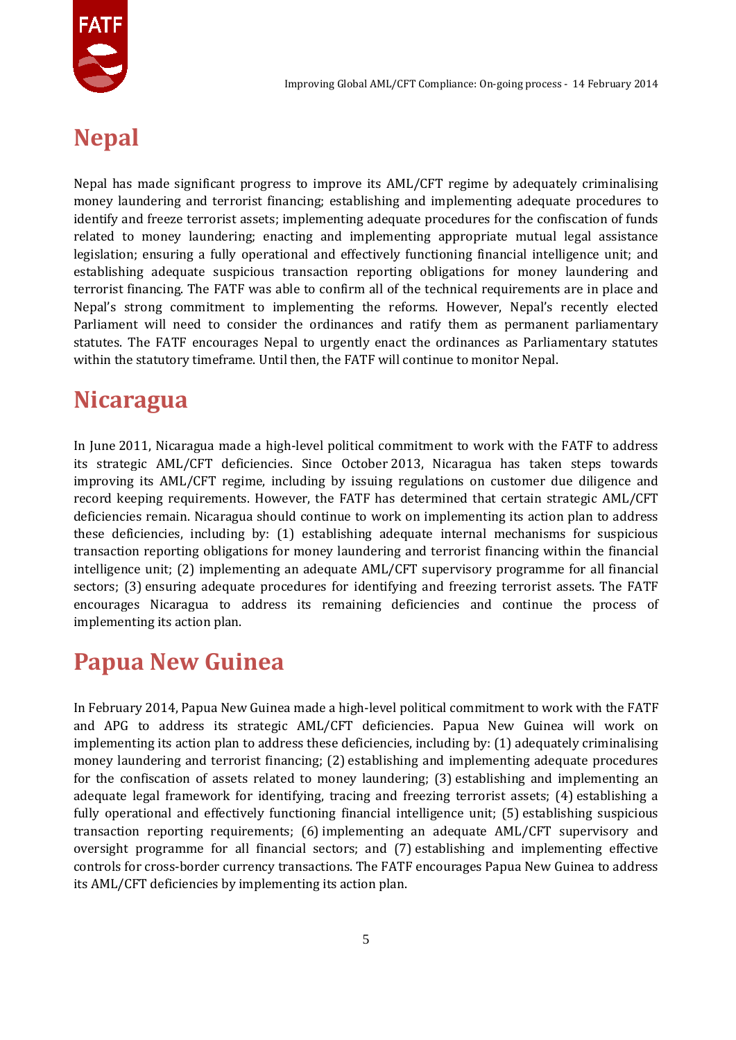# Nepal

Nepal has made significant progress to improve its AML/CFT regime by adequately criminalising money laundering and terrorist financing; establishing and implementing adequate procedures to identify and freeze terrorist assets; implementing adequate procedures for the confiscation of funds related to money laundering; enacting and implementing appropriate mutual legal assistance legislation; ensuring a fully operational and effectively functioning financial intelligence unit; and establishing adequate suspicious transaction reporting obligations for money laundering and terrorist financing. The FATF was able to confirm all of the technical requirements are in place and Nepal's strong commitment to implementing the reforms. However, Nepal's recently elected Parliament will need to consider the ordinances and ratify them as permanent parliamentary statutes. The FATF encourages Nepal to urgently enact the ordinances as Parliamentary statutes within the statutory timeframe. Until then, the FATF will continue to monitor Nepal.

# Nicaragua

In June 2011, Nicaragua made a high-level political commitment to work with the FATF to address its strategic AML/CFT deficiencies. Since October 2013, Nicaragua has taken steps towards improving its AML/CFT regime, including by issuing regulations on customer due diligence and record keeping requirements. However, the FATF has determined that certain strategic AML/CFT deficiencies remain. Nicaragua should continue to work on implementing its action plan to address these deficiencies, including by: (1) establishing adequate internal mechanisms for suspicious transaction reporting obligations for money laundering and terrorist financing within the financial intelligence unit; (2) implementing an adequate AML/CFT supervisory programme for all financial sectors; (3) ensuring adequate procedures for identifying and freezing terrorist assets. The FATF encourages Nicaragua to address its remaining deficiencies and continue the process of implementing its action plan.

# Papua New Guinea

In February 2014, Papua New Guinea made a high-level political commitment to work with the FATF and APG to address its strategic AML/CFT deficiencies. Papua New Guinea will work on implementing its action plan to address these deficiencies, including by: (1) adequately criminalising money laundering and terrorist financing; (2) establishing and implementing adequate procedures for the confiscation of assets related to money laundering; (3) establishing and implementing an adequate legal framework for identifying, tracing and freezing terrorist assets; (4) establishing a fully operational and effectively functioning financial intelligence unit; (5) establishing suspicious transaction reporting requirements; (6) implementing an adequate AML/CFT supervisory and oversight programme for all financial sectors; and (7) establishing and implementing effective controls for cross-border currency transactions. The FATF encourages Papua New Guinea to address its AML/CFT deficiencies by implementing its action plan.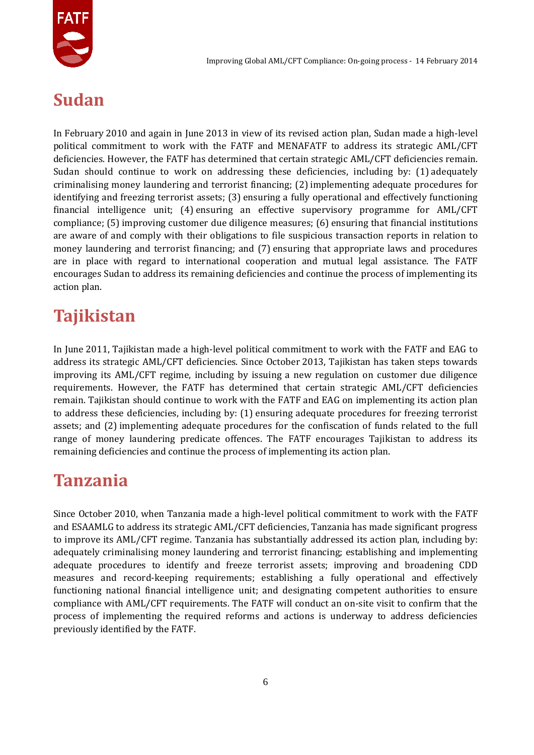## Sudan

In February 2010 and again in June 2013 in view of its revised action plan, Sudan made a high-level political commitment to work with the FATF and MENAFATF to address its strategic AML/CFT deficiencies. However, the FATF has determined that certain strategic AML/CFT deficiencies remain. Sudan should continue to work on addressing these deficiencies, including by: (1) adequately criminalising money laundering and terrorist financing; (2) implementing adequate procedures for identifying and freezing terrorist assets; (3) ensuring a fully operational and effectively functioning financial intelligence unit; (4) ensuring an effective supervisory programme for AML/CFT compliance; (5) improving customer due diligence measures; (6) ensuring that financial institutions are aware of and comply with their obligations to file suspicious transaction reports in relation to money laundering and terrorist financing; and (7) ensuring that appropriate laws and procedures are in place with regard to international cooperation and mutual legal assistance. The FATF encourages Sudan to address its remaining deficiencies and continue the process of implementing its action plan.

## Tajikistan

In June 2011, Tajikistan made a high-level political commitment to work with the FATF and EAG to address its strategic AML/CFT deficiencies. Since October 2013, Tajikistan has taken steps towards improving its AML/CFT regime, including by issuing a new regulation on customer due diligence requirements. However, the FATF has determined that certain strategic AML/CFT deficiencies remain. Tajikistan should continue to work with the FATF and EAG on implementing its action plan to address these deficiencies, including by: (1) ensuring adequate procedures for freezing terrorist assets; and (2) implementing adequate procedures for the confiscation of funds related to the full range of money laundering predicate offences. The FATF encourages Tajikistan to address its remaining deficiencies and continue the process of implementing its action plan.

## Tanzania

Since October 2010, when Tanzania made a high-level political commitment to work with the FATF and ESAAMLG to address its strategic AML/CFT deficiencies, Tanzania has made significant progress to improve its AML/CFT regime. Tanzania has substantially addressed its action plan, including by: adequately criminalising money laundering and terrorist financing; establishing and implementing adequate procedures to identify and freeze terrorist assets; improving and broadening CDD measures and record-keeping requirements; establishing a fully operational and effectively functioning national financial intelligence unit; and designating competent authorities to ensure compliance with AML/CFT requirements. The FATF will conduct an on-site visit to confirm that the process of implementing the required reforms and actions is underway to address deficiencies previously identified by the FATF.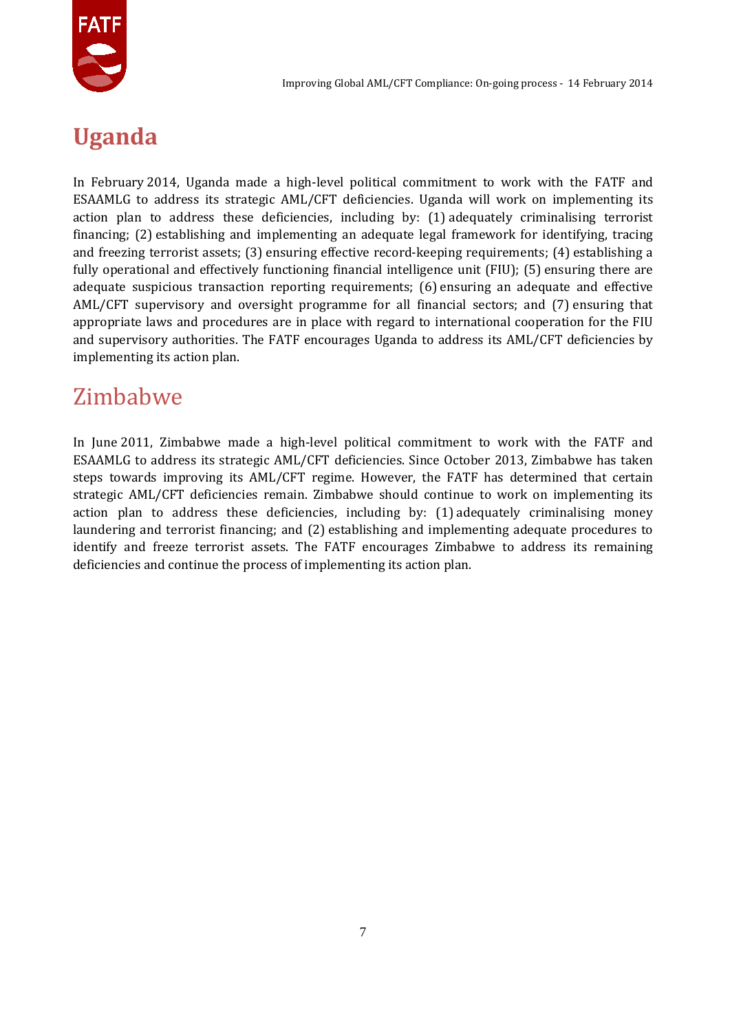## Uganda

In February 2014, Uganda made a high-level political commitment to work with the FATF and ESAAMLG to address its strategic AML/CFT deficiencies. Uganda will work on implementing its action plan to address these deficiencies, including by: (1) adequately criminalising terrorist financing; (2) establishing and implementing an adequate legal framework for identifying, tracing and freezing terrorist assets; (3) ensuring effective record-keeping requirements; (4) establishing a fully operational and effectively functioning financial intelligence unit (FIU); (5) ensuring there are adequate suspicious transaction reporting requirements; (6) ensuring an adequate and effective AML/CFT supervisory and oversight programme for all financial sectors; and (7) ensuring that appropriate laws and procedures are in place with regard to international cooperation for the FIU and supervisory authorities. The FATF encourages Uganda to address its AML/CFT deficiencies by implementing its action plan.

## Zimbabwe

In June 2011, Zimbabwe made a high-level political commitment to work with the FATF and ESAAMLG to address its strategic AML/CFT deficiencies. Since October 2013, Zimbabwe has taken steps towards improving its AML/CFT regime. However, the FATF has determined that certain strategic AML/CFT deficiencies remain. Zimbabwe should continue to work on implementing its action plan to address these deficiencies, including by: (1) adequately criminalising money laundering and terrorist financing; and (2) establishing and implementing adequate procedures to identify and freeze terrorist assets. The FATF encourages Zimbabwe to address its remaining deficiencies and continue the process of implementing its action plan.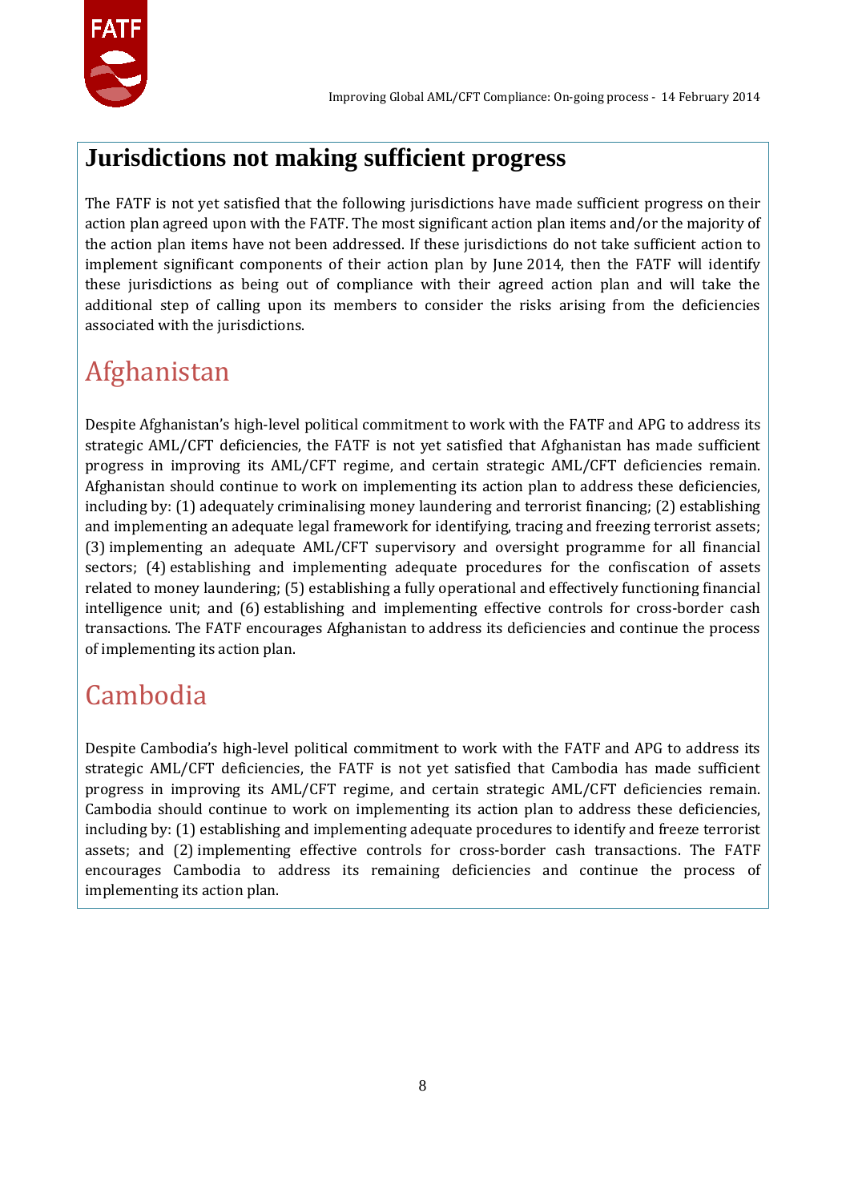# Jurisdictions not making sufficient progress

The FATF is not yet satisfied that the following jurisdictions have made sufficient progress on their action plan agreed upon with the FATF. The most significant action plan items and/or the majority of the action plan items have not been addressed. If these jurisdictions do not take sufficient action to implement significant components of their action plan by June 2014, then the FATF will identify these jurisdictions as being out of compliance with their agreed action plan and will take the additional step of calling upon its members to consider the risks arising from the deficiencies associated with the jurisdictions.

## Afghanistan

Despite Afghanistan's high-level political commitment to work with the FATF and APG to address its strategic AML/CFT deficiencies, the FATF is not yet satisfied that Afghanistan has made sufficient progress in improving its AML/CFT regime, and certain strategic AML/CFT deficiencies remain. Afghanistan should continue to work on implementing its action plan to address these deficiencies, including by: (1) adequately criminalising money laundering and terrorist financing; (2) establishing and implementing an adequate legal framework for identifying, tracing and freezing terrorist assets; (3) implementing an adequate AML/CFT supervisory and oversight programme for all financial sectors; (4) establishing and implementing adequate procedures for the confiscation of assets related to money laundering; (5) establishing a fully operational and effectively functioning financial intelligence unit; and (6) establishing and implementing effective controls for cross-border cash transactions. The FATF encourages Afghanistan to address its deficiencies and continue the process of implementing its action plan.

## Cambodia

Despite Cambodia's high-level political commitment to work with the FATF and APG to address its strategic AML/CFT deficiencies, the FATF is not yet satisfied that Cambodia has made sufficient progress in improving its AML/CFT regime, and certain strategic AML/CFT deficiencies remain. Cambodia should continue to work on implementing its action plan to address these deficiencies, including by: (1) establishing and implementing adequate procedures to identify and freeze terrorist assets; and (2) implementing effective controls for cross-border cash transactions. The FATF encourages Cambodia to address its remaining deficiencies and continue the process of implementing its action plan.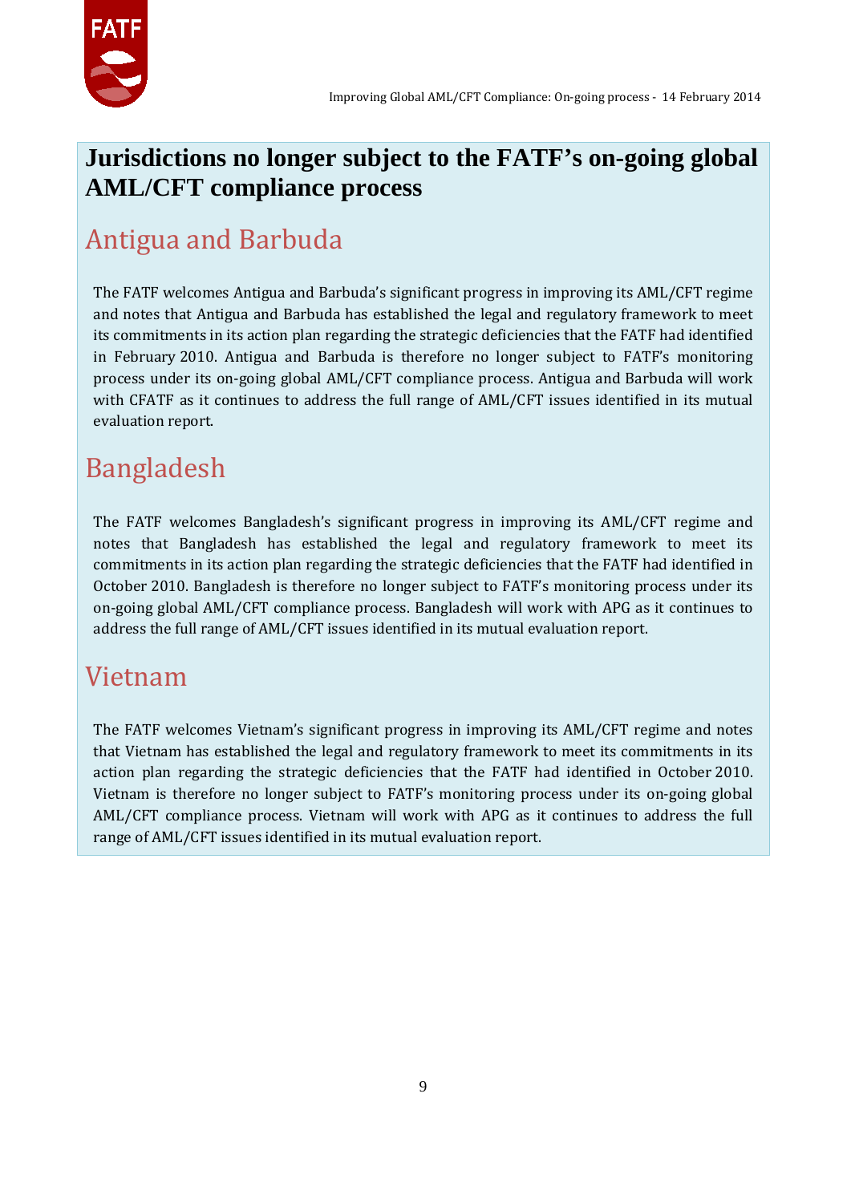# Jurisdictions no longer subject to the FATF's on-going global AML/CFT compliance process

## Antigua and Barbuda

The FATF welcomes Antigua and Barbuda's significant progress in improving its AML/CFT regime and notes that Antigua and Barbuda has established the legal and regulatory framework to meet its commitments in its action plan regarding the strategic deficiencies that the FATF had identified in February 2010. Antigua and Barbuda is therefore no longer subject to FATF's monitoring process under its on-going global AML/CFT compliance process. Antigua and Barbuda will work with CFATF as it continues to address the full range of AML/CFT issues identified in its mutual evaluation report.

## Bangladesh

The FATF welcomes Bangladesh's significant progress in improving its AML/CFT regime and notes that Bangladesh has established the legal and regulatory framework to meet its commitments in its action plan regarding the strategic deficiencies that the FATF had identified in October 2010. Bangladesh is therefore no longer subject to FATF's monitoring process under its on-going global AML/CFT compliance process. Bangladesh will work with APG as it continues to address the full range of AML/CFT issues identified in its mutual evaluation report.

## Vietnam

The FATF welcomes Vietnam's significant progress in improving its AML/CFT regime and notes that Vietnam has established the legal and regulatory framework to meet its commitments in its action plan regarding the strategic deficiencies that the FATF had identified in October 2010. Vietnam is therefore no longer subject to FATF's monitoring process under its on-going global AML/CFT compliance process. Vietnam will work with APG as it continues to address the full range of AML/CFT issues identified in its mutual evaluation report.